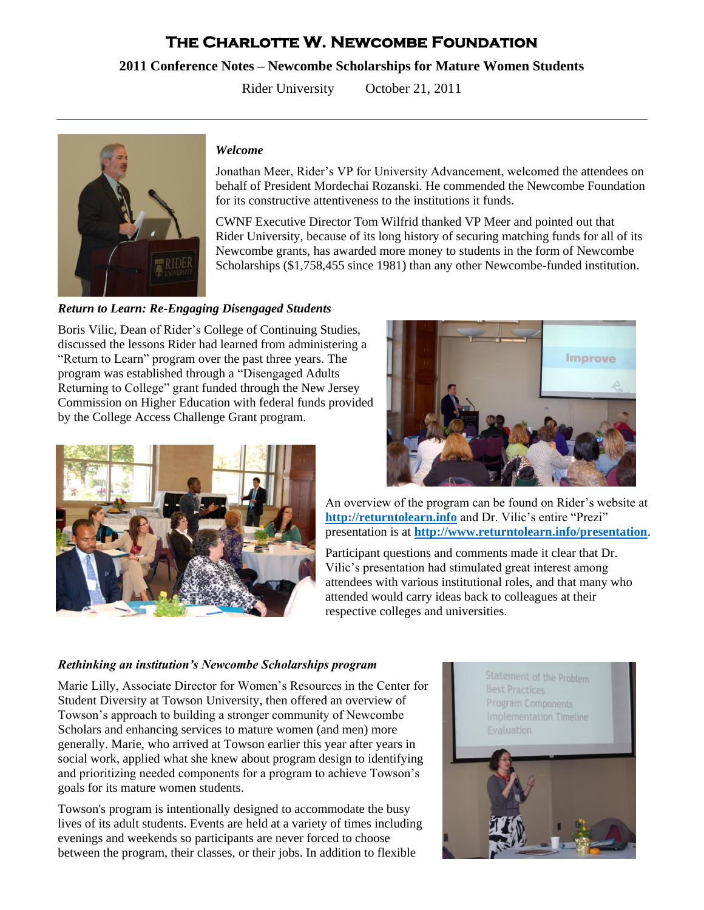# The Charlotte W. Newcombe Foundation

## 2011 Conference Notes – Newcombe Scholarships for Mature Women Students

Rider University October 21, 2011

---

### *Welcome*

Jonathan Meer, Rider's VP for University Advancement, welcomed the attendees on behalf of President Mordechai Rozanski. He commended the Newcombe Foundation for its constructive attentiveness to the institutions it funds.

CWNF Executive Director Tom Wilfrid thanked VP Meer and pointed out that Rider University, because of its long history of securing matching funds for all of its Newcombe grants, has awarded more money to students in the form of Newcombe Scholarships ($1,758,455 since 1981) than any other Newcombe-funded institution.

### *Return to Learn: Re-Engaging Disengaged Students*

Boris Vilic, Dean of Rider's College of Continuing Studies, discussed the lessons Rider had learned from administering a "Return to Learn" program over the past three years. The program was established through a "Disengaged Adults Returning to College" grant funded through the New Jersey Commission on Higher Education with federal funds provided by the College Access Challenge Grant program.

An overview of the program can be found on Rider's website at **http://returntolearn.info** and Dr. Vilic's entire "Prezi" presentation is at **http://www.returntolearn.info/presentation**.

Participant questions and comments made it clear that Dr. Vilic's presentation had stimulated great interest among attendees with various institutional roles, and that many who attended would carry ideas back to colleagues at their respective colleges and universities.

### *Rethinking an institution's Newcombe Scholarships program*

Marie Lilly, Associate Director for Women's Resources in the Center for Student Diversity at Towson University, then offered an overview of Towson's approach to building a stronger community of Newcombe Scholars and enhancing services to mature women (and men) more generally. Marie, who arrived at Towson earlier this year after years in social work, applied what she knew about program design to identifying and prioritizing needed components for a program to achieve Towson's goals for its mature women students.

Towson's program is intentionally designed to accommodate the busy lives of its adult students. Events are held at a variety of times including evenings and weekends so participants are never forced to choose between the program, their classes, or their jobs. In addition to flexible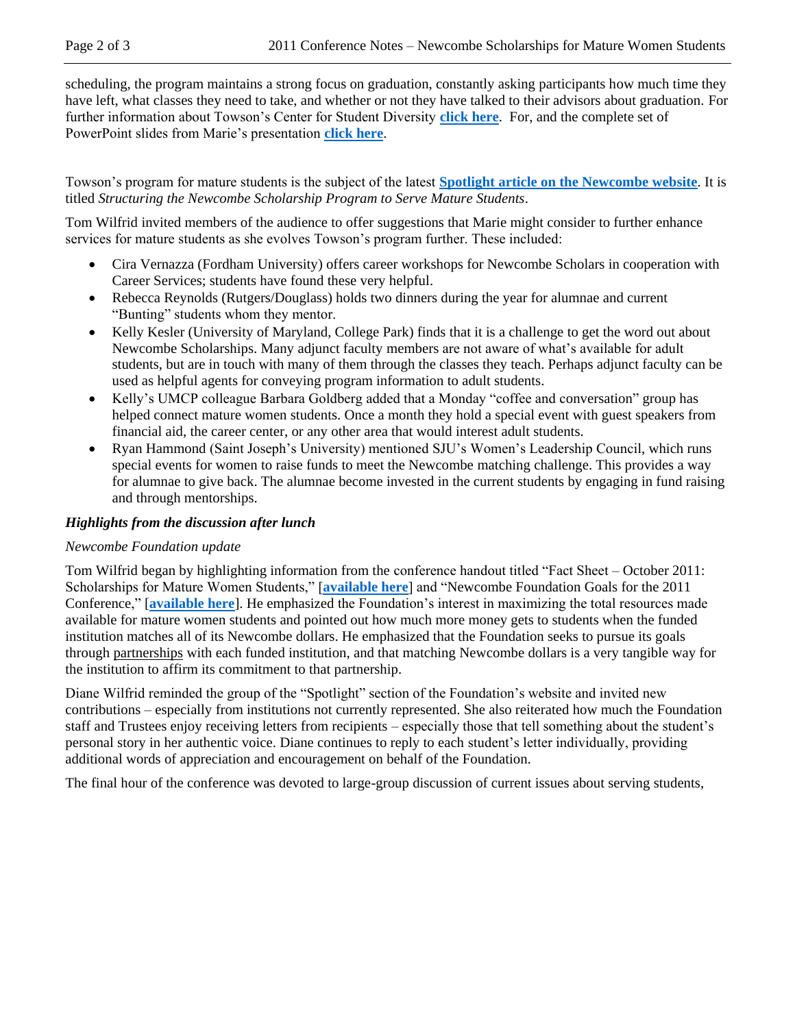scheduling, the program maintains a strong focus on graduation, constantly asking participants how much time they have left, what classes they need to take, and whether or not they have talked to their advisors about graduation. For further information about Towson's Center for Student Diversity **click here**. For, and the complete set of PowerPoint slides from Marie's presentation **click here**.

Towson's program for mature students is the subject of the latest **Spotlight article on the Newcombe website**. It is titled *Structuring the Newcombe Scholarship Program to Serve Mature Students*.

Tom Wilfrid invited members of the audience to offer suggestions that Marie might consider to further enhance services for mature students as she evolves Towson's program further. These included:

- Cira Vernazza (Fordham University) offers career workshops for Newcombe Scholars in cooperation with Career Services; students have found these very helpful.
- Rebecca Reynolds (Rutgers/Douglass) holds two dinners during the year for alumnae and current "Bunting" students whom they mentor.
- Kelly Kesler (University of Maryland, College Park) finds that it is a challenge to get the word out about Newcombe Scholarships. Many adjunct faculty members are not aware of what's available for adult students, but are in touch with many of them through the classes they teach. Perhaps adjunct faculty can be used as helpful agents for conveying program information to adult students.
- Kelly's UMCP colleague Barbara Goldberg added that a Monday "coffee and conversation" group has helped connect mature women students. Once a month they hold a special event with guest speakers from financial aid, the career center, or any other area that would interest adult students.
- Ryan Hammond (Saint Joseph's University) mentioned SJU's Women's Leadership Council, which runs special events for women to raise funds to meet the Newcombe matching challenge. This provides a way for alumnae to give back. The alumnae become invested in the current students by engaging in fund raising and through mentorships.

***Highlights from the discussion after lunch***

*Newcombe Foundation update*

Tom Wilfrid began by highlighting information from the conference handout titled "Fact Sheet – October 2011: Scholarships for Mature Women Students," [**available here**] and "Newcombe Foundation Goals for the 2011 Conference," [**available here**]. He emphasized the Foundation's interest in maximizing the total resources made available for mature women students and pointed out how much more money gets to students when the funded institution matches all of its Newcombe dollars. He emphasized that the Foundation seeks to pursue its goals through partnerships with each funded institution, and that matching Newcombe dollars is a very tangible way for the institution to affirm its commitment to that partnership.

Diane Wilfrid reminded the group of the "Spotlight" section of the Foundation's website and invited new contributions – especially from institutions not currently represented. She also reiterated how much the Foundation staff and Trustees enjoy receiving letters from recipients – especially those that tell something about the student's personal story in her authentic voice. Diane continues to reply to each student's letter individually, providing additional words of appreciation and encouragement on behalf of the Foundation.

The final hour of the conference was devoted to large-group discussion of current issues about serving students,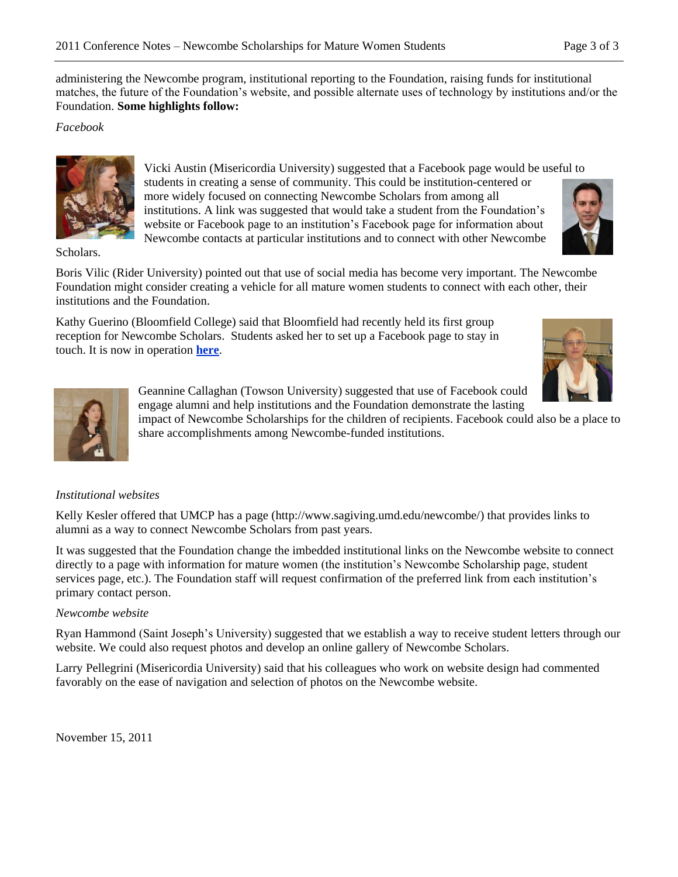administering the Newcombe program, institutional reporting to the Foundation, raising funds for institutional matches, the future of the Foundation's website, and possible alternate uses of technology by institutions and/or the Foundation. **Some highlights follow:**

*Facebook*

Vicki Austin (Misericordia University) suggested that a Facebook page would be useful to students in creating a sense of community. This could be institution-centered or more widely focused on connecting Newcombe Scholars from among all institutions. A link was suggested that would take a student from the Foundation's website or Facebook page to an institution's Facebook page for information about Newcombe contacts at particular institutions and to connect with other Newcombe Scholars.

Boris Vilic (Rider University) pointed out that use of social media has become very important. The Newcombe Foundation might consider creating a vehicle for all mature women students to connect with each other, their institutions and the Foundation.

Kathy Guerino (Bloomfield College) said that Bloomfield had recently held its first group reception for Newcombe Scholars. Students asked her to set up a Facebook page to stay in touch. It is now in operation **here**.

Geannine Callaghan (Towson University) suggested that use of Facebook could engage alumni and help institutions and the Foundation demonstrate the lasting impact of Newcombe Scholarships for the children of recipients. Facebook could also be a place to share accomplishments among Newcombe-funded institutions.

*Institutional websites*

Kelly Kesler offered that UMCP has a page (http://www.sagiving.umd.edu/newcombe/) that provides links to alumni as a way to connect Newcombe Scholars from past years.

It was suggested that the Foundation change the imbedded institutional links on the Newcombe website to connect directly to a page with information for mature women (the institution's Newcombe Scholarship page, student services page, etc.). The Foundation staff will request confirmation of the preferred link from each institution's primary contact person.

*Newcombe website*

Ryan Hammond (Saint Joseph's University) suggested that we establish a way to receive student letters through our website. We could also request photos and develop an online gallery of Newcombe Scholars.

Larry Pellegrini (Misericordia University) said that his colleagues who work on website design had commented favorably on the ease of navigation and selection of photos on the Newcombe website.

November 15, 2011